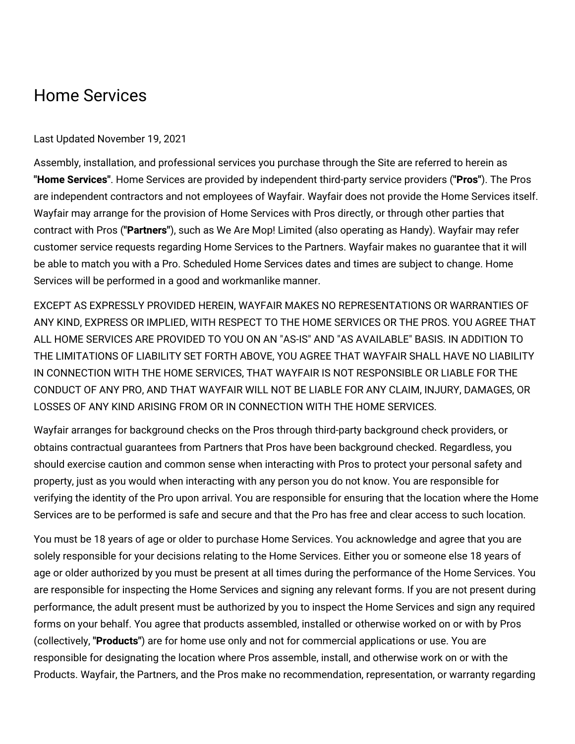# Home Services

Last Updated November 19, 2021

Assembly, installation, and professional services you purchase through the Site are referred to herein as **"Home Services"**. Home Services are provided by independent third-party service providers (**"Pros"**). The Pros are independent contractors and not employees of Wayfair. Wayfair does not provide the Home Services itself. Wayfair may arrange for the provision of Home Services with Pros directly, or through other parties that contract with Pros (**"Partners"**), such as We Are Mop! Limited (also operating as Handy). Wayfair may refer customer service requests regarding Home Services to the Partners. Wayfair makes no guarantee that it will be able to match you with a Pro. Scheduled Home Services dates and times are subject to change. Home Services will be performed in a good and workmanlike manner.

EXCEPT AS EXPRESSLY PROVIDED HEREIN, WAYFAIR MAKES NO REPRESENTATIONS OR WARRANTIES OF ANY KIND, EXPRESS OR IMPLIED, WITH RESPECT TO THE HOME SERVICES OR THE PROS. YOU AGREE THAT ALL HOME SERVICES ARE PROVIDED TO YOU ON AN "AS-IS" AND "AS AVAILABLE" BASIS. IN ADDITION TO THE LIMITATIONS OF LIABILITY SET FORTH ABOVE, YOU AGREE THAT WAYFAIR SHALL HAVE NO LIABILITY IN CONNECTION WITH THE HOME SERVICES, THAT WAYFAIR IS NOT RESPONSIBLE OR LIABLE FOR THE CONDUCT OF ANY PRO, AND THAT WAYFAIR WILL NOT BE LIABLE FOR ANY CLAIM, INJURY, DAMAGES, OR LOSSES OF ANY KIND ARISING FROM OR IN CONNECTION WITH THE HOME SERVICES.

Wayfair arranges for background checks on the Pros through third-party background check providers, or obtains contractual guarantees from Partners that Pros have been background checked. Regardless, you should exercise caution and common sense when interacting with Pros to protect your personal safety and property, just as you would when interacting with any person you do not know. You are responsible for verifying the identity of the Pro upon arrival. You are responsible for ensuring that the location where the Home Services are to be performed is safe and secure and that the Pro has free and clear access to such location.

You must be 18 years of age or older to purchase Home Services. You acknowledge and agree that you are solely responsible for your decisions relating to the Home Services. Either you or someone else 18 years of age or older authorized by you must be present at all times during the performance of the Home Services. You are responsible for inspecting the Home Services and signing any relevant forms. If you are not present during performance, the adult present must be authorized by you to inspect the Home Services and sign any required forms on your behalf. You agree that products assembled, installed or otherwise worked on or with by Pros (collectively, **"Products"**) are for home use only and not for commercial applications or use. You are responsible for designating the location where Pros assemble, install, and otherwise work on or with the Products. Wayfair, the Partners, and the Pros make no recommendation, representation, or warranty regarding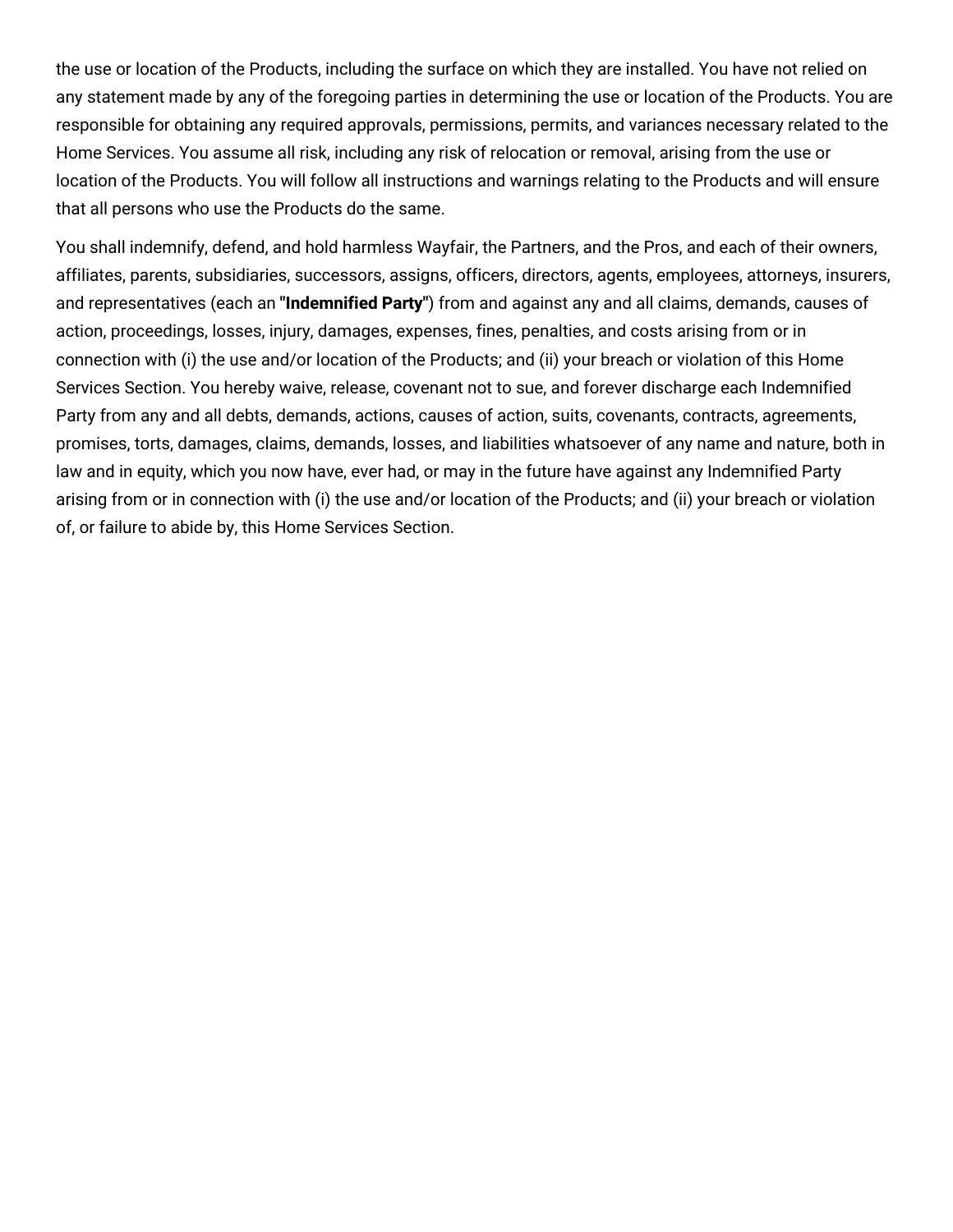the use or location of the Products, including the surface on which they are installed. You have not relied on any statement made by any of the foregoing parties in determining the use or location of the Products. You are responsible for obtaining any required approvals, permissions, permits, and variances necessary related to the Home Services. You assume all risk, including any risk of relocation or removal, arising from the use or location of the Products. You will follow all instructions and warnings relating to the Products and will ensure that all persons who use the Products do the same.

You shall indemnify, defend, and hold harmless Wayfair, the Partners, and the Pros, and each of their owners, affiliates, parents, subsidiaries, successors, assigns, officers, directors, agents, employees, attorneys, insurers, and representatives (each an **"Indemnified Party"**) from and against any and all claims, demands, causes of action, proceedings, losses, injury, damages, expenses, fines, penalties, and costs arising from or in connection with (i) the use and/or location of the Products; and (ii) your breach or violation of this Home Services Section. You hereby waive, release, covenant not to sue, and forever discharge each Indemnified Party from any and all debts, demands, actions, causes of action, suits, covenants, contracts, agreements, promises, torts, damages, claims, demands, losses, and liabilities whatsoever of any name and nature, both in law and in equity, which you now have, ever had, or may in the future have against any Indemnified Party arising from or in connection with (i) the use and/or location of the Products; and (ii) your breach or violation of, or failure to abide by, this Home Services Section.